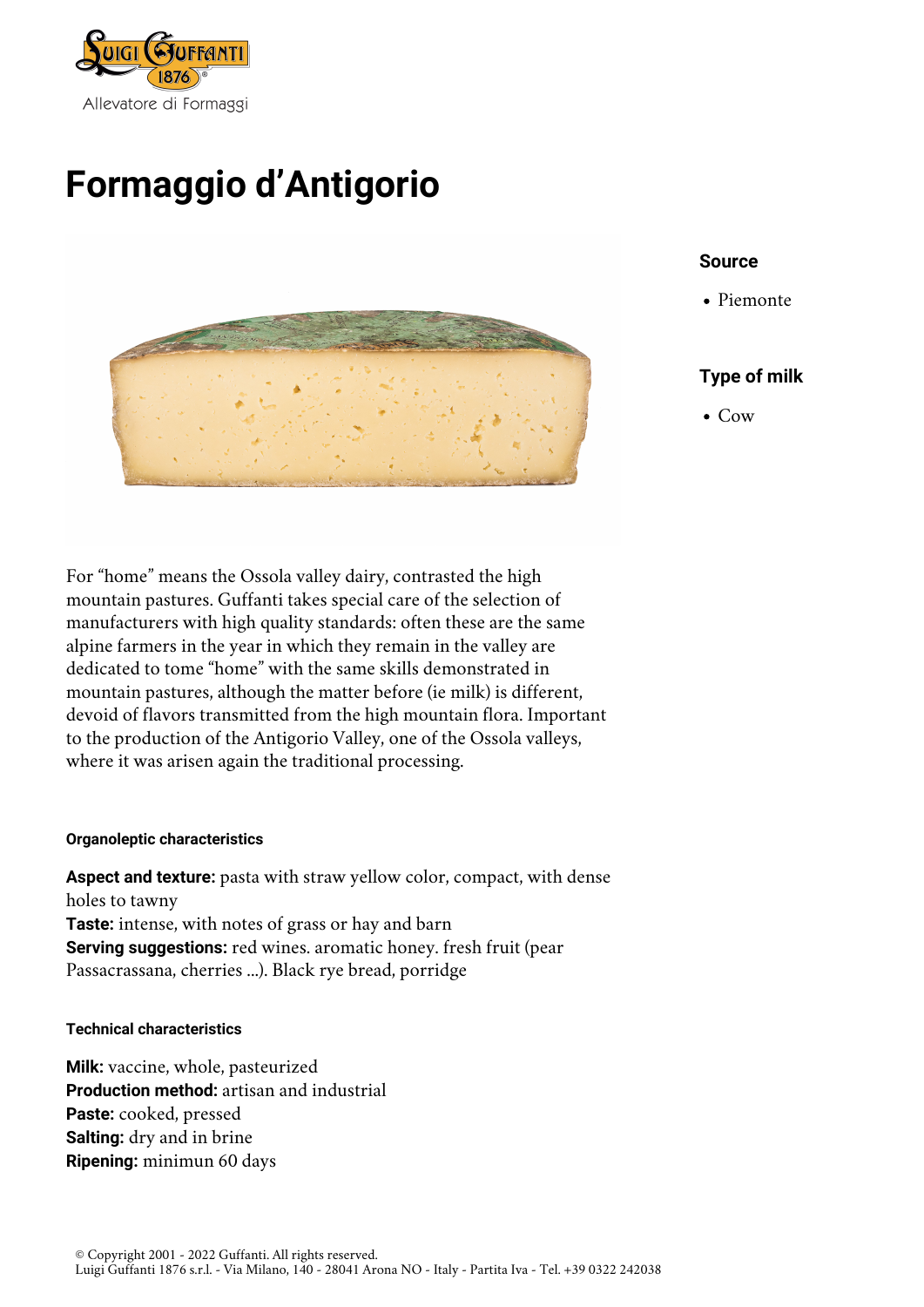Luigi Guffanti 1876

Allevatore di Formaggi

# Formaggio d'Antigorio

### Source

- Piemonte

### Type of milk

- Cow

For "home" means the Ossola valley dairy, contrasted the high mountain pastures. Guffanti takes special care of the selection of manufacturers with high quality standards: often these are the same alpine farmers in the year in which they remain in the valley are dedicated to tome "home" with the same skills demonstrated in mountain pastures, although the matter before (ie milk) is different, devoid of flavors transmitted from the high mountain flora. Important to the production of the Antigorio Valley, one of the Ossola valleys, where it was arisen again the traditional processing.

#### Organoleptic characteristics

**Aspect and texture:** pasta with straw yellow color, compact, with dense holes to tawny
**Taste:** intense, with notes of grass or hay and barn
**Serving suggestions:** red wines. aromatic honey. fresh fruit (pear Passacrassana, cherries ...). Black rye bread, porridge

#### Technical characteristics

**Milk:** vaccine, whole, pasteurized
**Production method:** artisan and industrial
**Paste:** cooked, pressed
**Salting:** dry and in brine
**Ripening:** minimun 60 days

© Copyright 2001 - 2022 Guffanti. All rights reserved.
Luigi Guffanti 1876 s.r.l. - Via Milano, 140 - 28041 Arona NO - Italy - Partita Iva - Tel. +39 0322 242038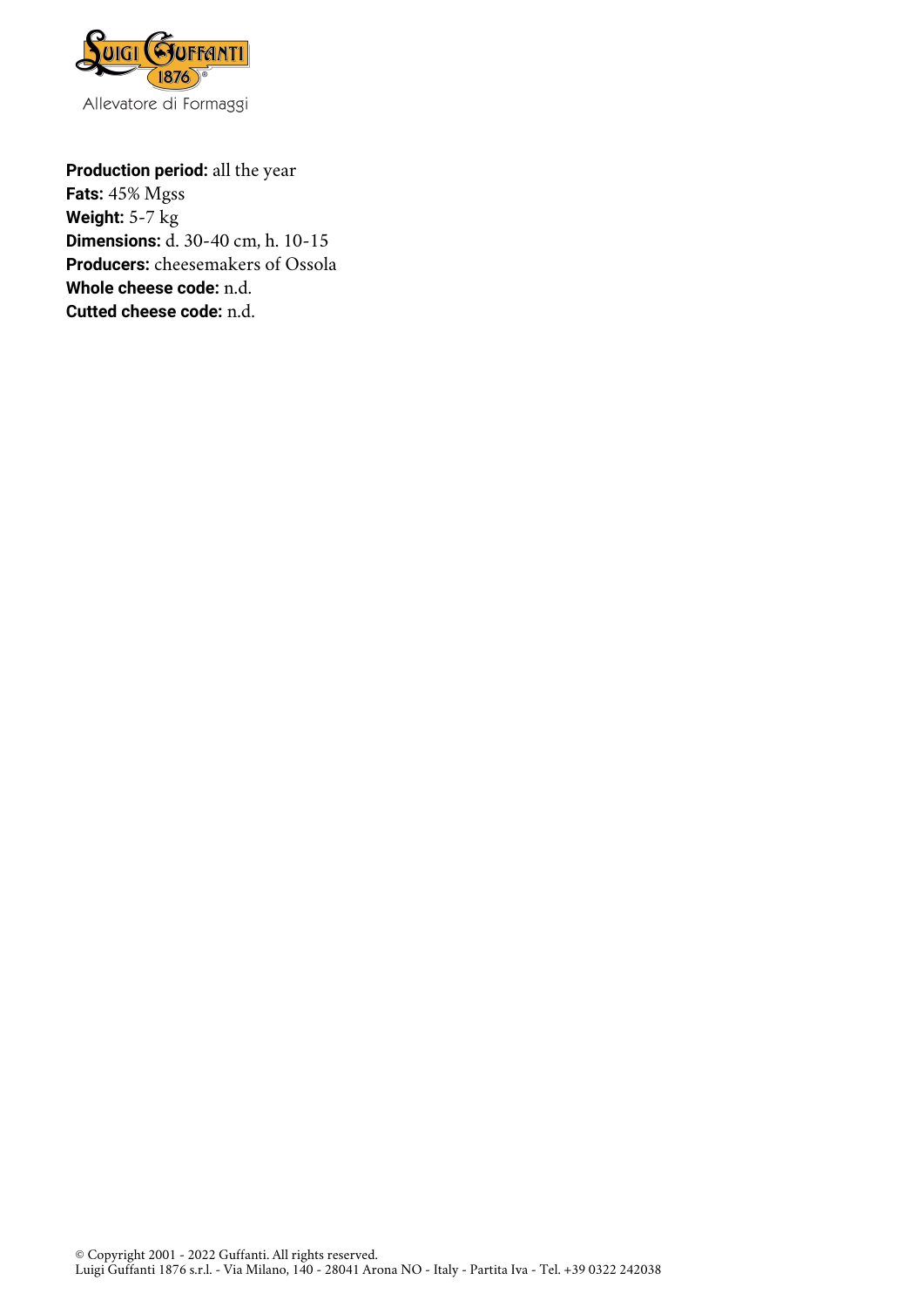**Production period:** all the year
**Fats:** 45% Mgss
**Weight:** 5-7 kg
**Dimensions:** d. 30-40 cm, h. 10-15
**Producers:** cheesemakers of Ossola
**Whole cheese code:** n.d.
**Cutted cheese code:** n.d.